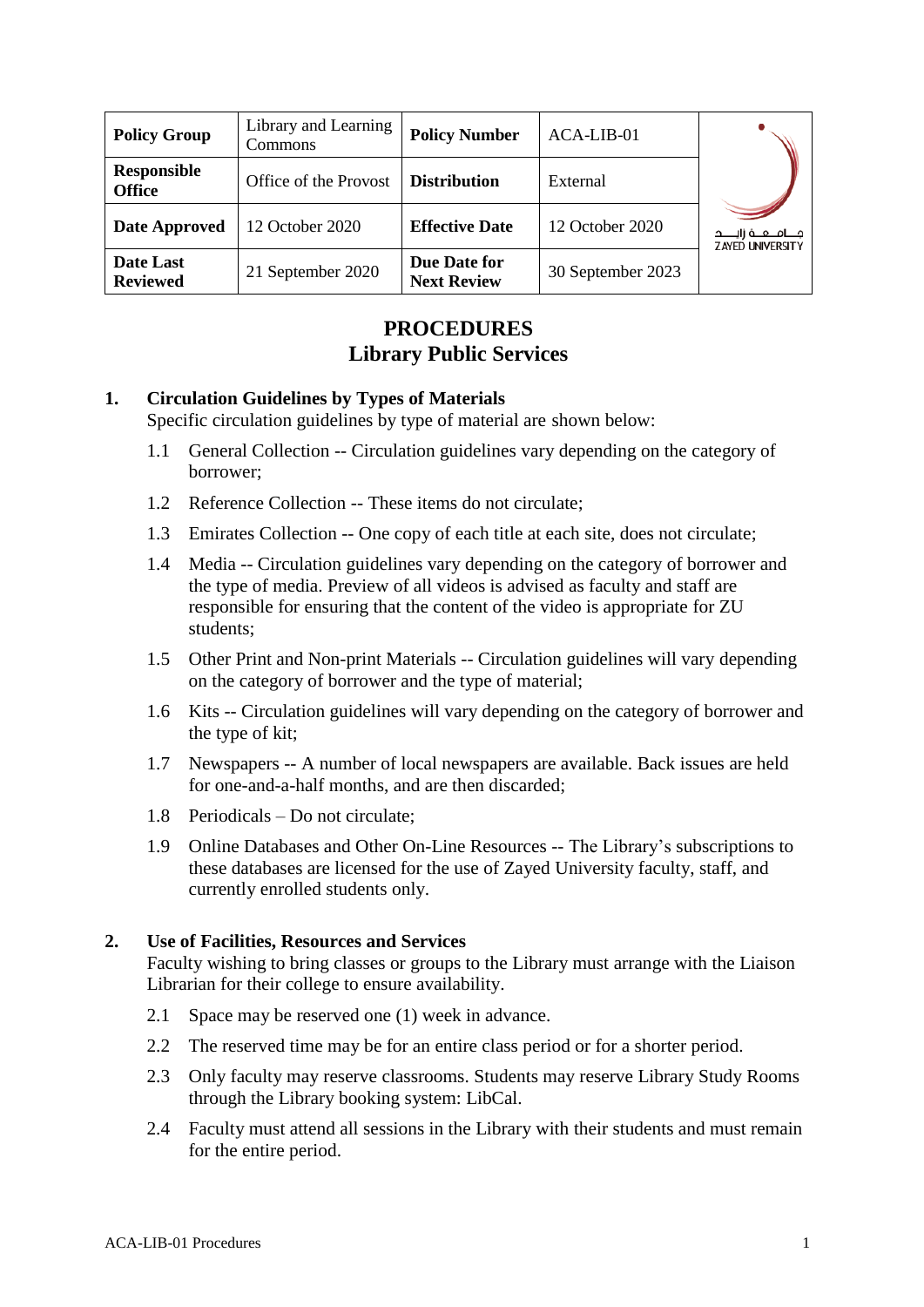| Policy Group | Library and Learning Commons | Policy Number | ACA-LIB-01 |
|---|---|---|---|
| Responsible Office | Office of the Provost | Distribution | External |
| Date Approved | 12 October 2020 | Effective Date | 12 October 2020 |
| Date Last Reviewed | 21 September 2020 | Due Date for Next Review | 30 September 2023 |

# PROCEDURES
# Library Public Services

## 1. Circulation Guidelines by Types of Materials

Specific circulation guidelines by type of material are shown below:

1.1 General Collection -- Circulation guidelines vary depending on the category of borrower;

1.2 Reference Collection -- These items do not circulate;

1.3 Emirates Collection -- One copy of each title at each site, does not circulate;

1.4 Media -- Circulation guidelines vary depending on the category of borrower and the type of media. Preview of all videos is advised as faculty and staff are responsible for ensuring that the content of the video is appropriate for ZU students;

1.5 Other Print and Non-print Materials -- Circulation guidelines will vary depending on the category of borrower and the type of material;

1.6 Kits -- Circulation guidelines will vary depending on the category of borrower and the type of kit;

1.7 Newspapers -- A number of local newspapers are available. Back issues are held for one-and-a-half months, and are then discarded;

1.8 Periodicals – Do not circulate;

1.9 Online Databases and Other On-Line Resources -- The Library's subscriptions to these databases are licensed for the use of Zayed University faculty, staff, and currently enrolled students only.

## 2. Use of Facilities, Resources and Services

Faculty wishing to bring classes or groups to the Library must arrange with the Liaison Librarian for their college to ensure availability.

2.1 Space may be reserved one (1) week in advance.

2.2 The reserved time may be for an entire class period or for a shorter period.

2.3 Only faculty may reserve classrooms. Students may reserve Library Study Rooms through the Library booking system: LibCal.

2.4 Faculty must attend all sessions in the Library with their students and must remain for the entire period.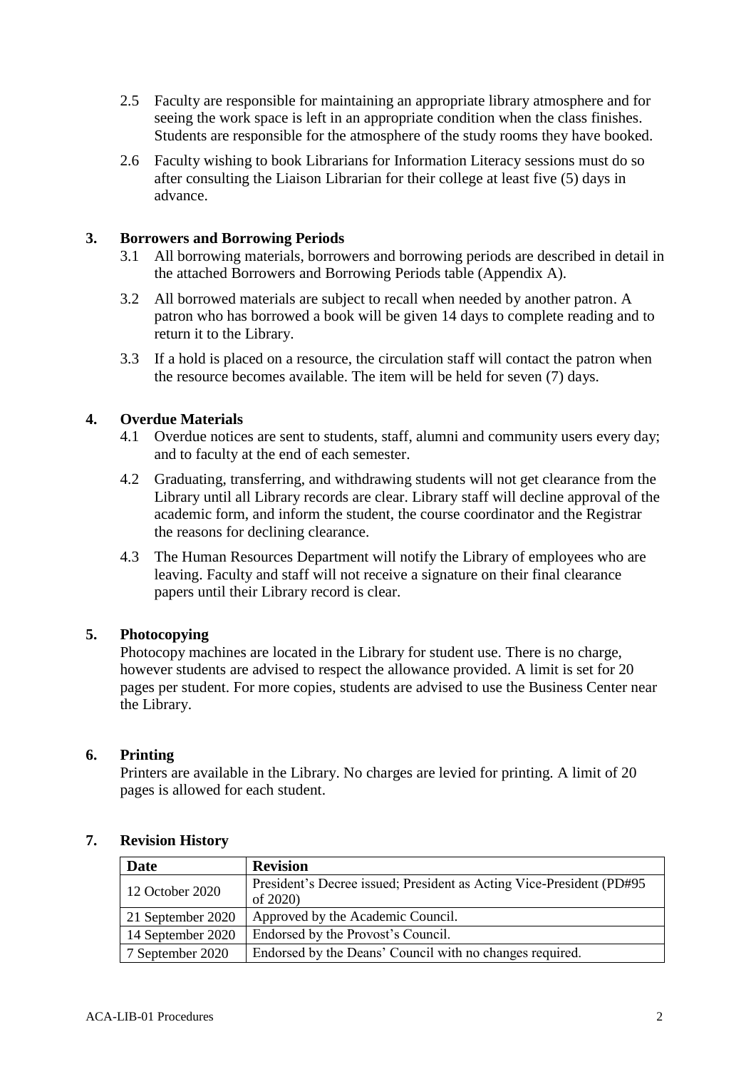2.5 Faculty are responsible for maintaining an appropriate library atmosphere and for seeing the work space is left in an appropriate condition when the class finishes. Students are responsible for the atmosphere of the study rooms they have booked.

2.6 Faculty wishing to book Librarians for Information Literacy sessions must do so after consulting the Liaison Librarian for their college at least five (5) days in advance.

## 3. Borrowers and Borrowing Periods

3.1 All borrowing materials, borrowers and borrowing periods are described in detail in the attached Borrowers and Borrowing Periods table (Appendix A).

3.2 All borrowed materials are subject to recall when needed by another patron. A patron who has borrowed a book will be given 14 days to complete reading and to return it to the Library.

3.3 If a hold is placed on a resource, the circulation staff will contact the patron when the resource becomes available. The item will be held for seven (7) days.

## 4. Overdue Materials

4.1 Overdue notices are sent to students, staff, alumni and community users every day; and to faculty at the end of each semester.

4.2 Graduating, transferring, and withdrawing students will not get clearance from the Library until all Library records are clear. Library staff will decline approval of the academic form, and inform the student, the course coordinator and the Registrar the reasons for declining clearance.

4.3 The Human Resources Department will notify the Library of employees who are leaving. Faculty and staff will not receive a signature on their final clearance papers until their Library record is clear.

## 5. Photocopying

Photocopy machines are located in the Library for student use. There is no charge, however students are advised to respect the allowance provided. A limit is set for 20 pages per student. For more copies, students are advised to use the Business Center near the Library.

## 6. Printing

Printers are available in the Library. No charges are levied for printing. A limit of 20 pages is allowed for each student.

## 7. Revision History

| Date | Revision |
|---|---|
| 12 October 2020 | President's Decree issued; President as Acting Vice-President (PD#95 of 2020) |
| 21 September 2020 | Approved by the Academic Council. |
| 14 September 2020 | Endorsed by the Provost's Council. |
| 7 September 2020 | Endorsed by the Deans' Council with no changes required. |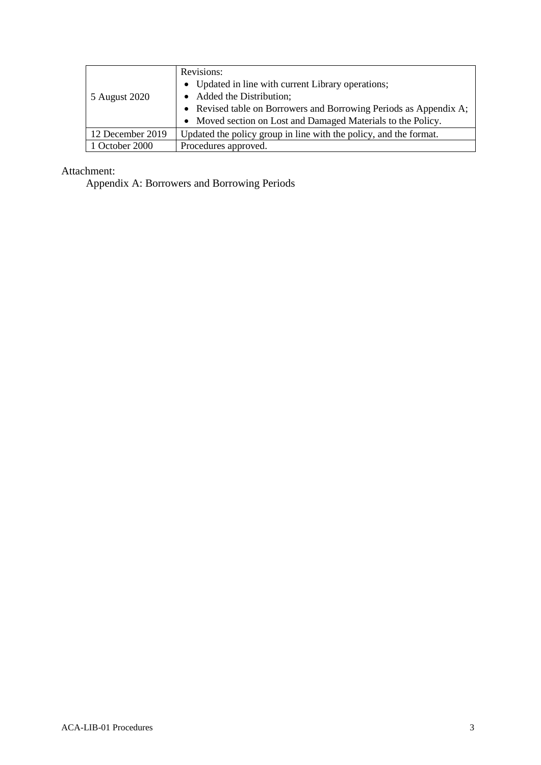| | |
|---|---|
| 5 August 2020 | Revisions:<br>• Updated in line with current Library operations;<br>• Added the Distribution;<br>• Revised table on Borrowers and Borrowing Periods as Appendix A;<br>• Moved section on Lost and Damaged Materials to the Policy. |
| 12 December 2019 | Updated the policy group in line with the policy, and the format. |
| 1 October 2000 | Procedures approved. |

Attachment:

Appendix A: Borrowers and Borrowing Periods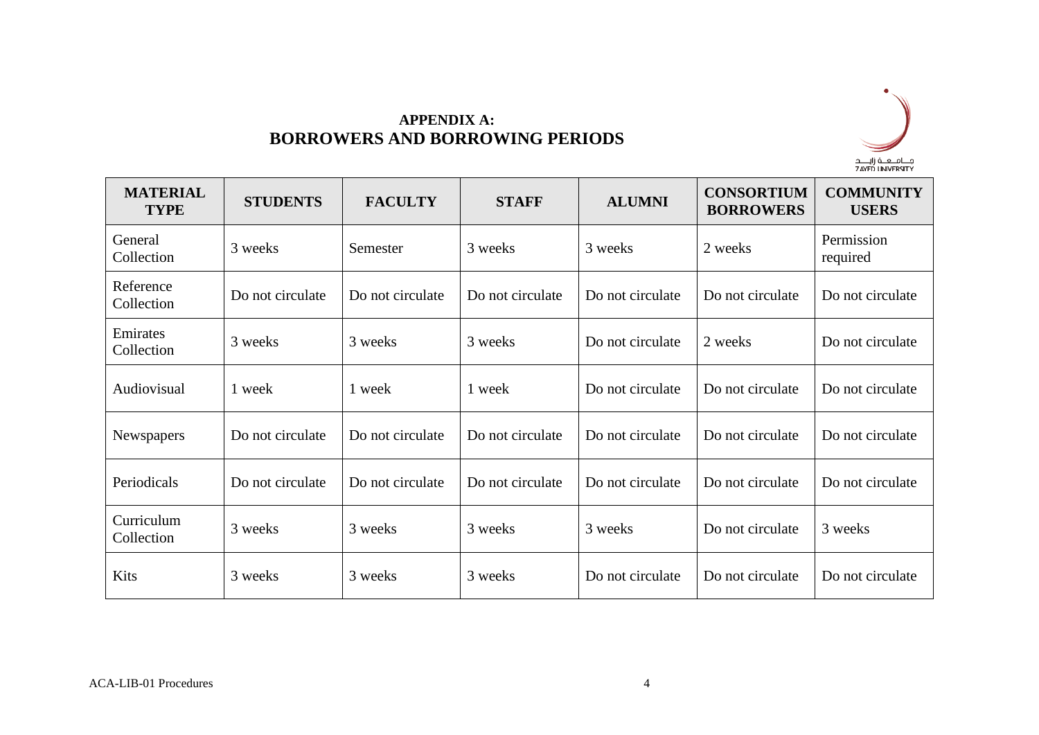## APPENDIX A:
## BORROWERS AND BORROWING PERIODS

| MATERIAL TYPE | STUDENTS | FACULTY | STAFF | ALUMNI | CONSORTIUM BORROWERS | COMMUNITY USERS |
|---|---|---|---|---|---|---|
| General Collection | 3 weeks | Semester | 3 weeks | 3 weeks | 2 weeks | Permission required |
| Reference Collection | Do not circulate | Do not circulate | Do not circulate | Do not circulate | Do not circulate | Do not circulate |
| Emirates Collection | 3 weeks | 3 weeks | 3 weeks | Do not circulate | 2 weeks | Do not circulate |
| Audiovisual | 1 week | 1 week | 1 week | Do not circulate | Do not circulate | Do not circulate |
| Newspapers | Do not circulate | Do not circulate | Do not circulate | Do not circulate | Do not circulate | Do not circulate |
| Periodicals | Do not circulate | Do not circulate | Do not circulate | Do not circulate | Do not circulate | Do not circulate |
| Curriculum Collection | 3 weeks | 3 weeks | 3 weeks | 3 weeks | Do not circulate | 3 weeks |
| Kits | 3 weeks | 3 weeks | 3 weeks | Do not circulate | Do not circulate | Do not circulate |